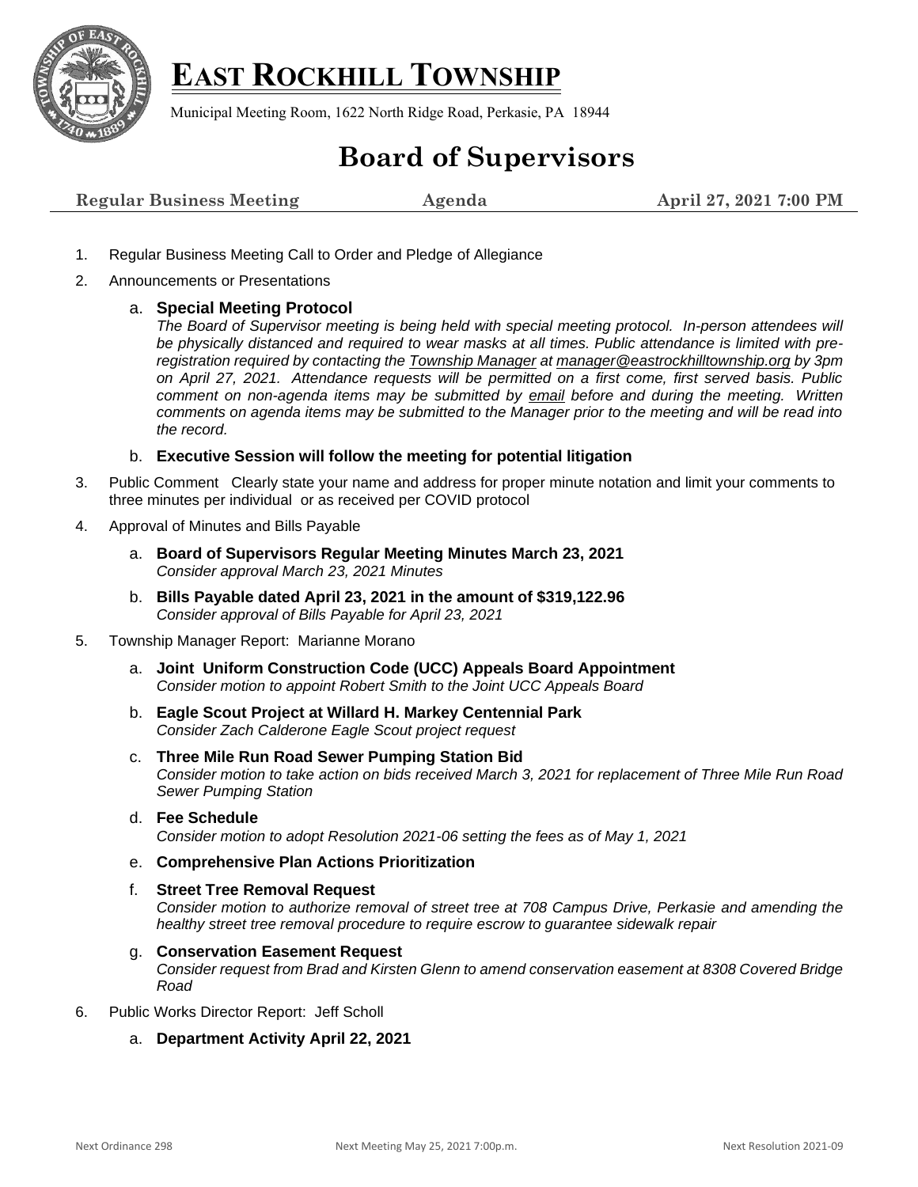# EAST ROCKHILL TOWNSHIP

Municipal Meeting Room, 1622 North Ridge Road, Perkasie, PA 18944

## Board of Supervisors

**Regular Business Meeting** | **Agenda** | **April 27, 2021 7:00 PM**

1. Regular Business Meeting Call to Order and Pledge of Allegiance
2. Announcements or Presentations
   a. **Special Meeting Protocol**
   *The Board of Supervisor meeting is being held with special meeting protocol. In-person attendees will be physically distanced and required to wear masks at all times. Public attendance is limited with pre-registration required by contacting the Township Manager at manager@eastrockhilltownship.org by 3pm on April 27, 2021. Attendance requests will be permitted on a first come, first served basis. Public comment on non-agenda items may be submitted by email before and during the meeting. Written comments on agenda items may be submitted to the Manager prior to the meeting and will be read into the record.*
   b. **Executive Session will follow the meeting for potential litigation**
3. Public Comment Clearly state your name and address for proper minute notation and limit your comments to three minutes per individual or as received per COVID protocol
4. Approval of Minutes and Bills Payable
   a. **Board of Supervisors Regular Meeting Minutes March 23, 2021**
   *Consider approval March 23, 2021 Minutes*
   b. **Bills Payable dated April 23, 2021 in the amount of $319,122.96**
   *Consider approval of Bills Payable for April 23, 2021*
5. Township Manager Report: Marianne Morano
   a. **Joint Uniform Construction Code (UCC) Appeals Board Appointment**
   *Consider motion to appoint Robert Smith to the Joint UCC Appeals Board*
   b. **Eagle Scout Project at Willard H. Markey Centennial Park**
   *Consider Zach Calderone Eagle Scout project request*
   c. **Three Mile Run Road Sewer Pumping Station Bid**
   *Consider motion to take action on bids received March 3, 2021 for replacement of Three Mile Run Road Sewer Pumping Station*
   d. **Fee Schedule**
   *Consider motion to adopt Resolution 2021-06 setting the fees as of May 1, 2021*
   e. **Comprehensive Plan Actions Prioritization**
   f. **Street Tree Removal Request**
   *Consider motion to authorize removal of street tree at 708 Campus Drive, Perkasie and amending the healthy street tree removal procedure to require escrow to guarantee sidewalk repair*
   g. **Conservation Easement Request**
   *Consider request from Brad and Kirsten Glenn to amend conservation easement at 8308 Covered Bridge Road*
6. Public Works Director Report: Jeff Scholl
   a. **Department Activity April 22, 2021**

Next Ordinance 298 | Next Meeting May 25, 2021 7:00p.m. | Next Resolution 2021-09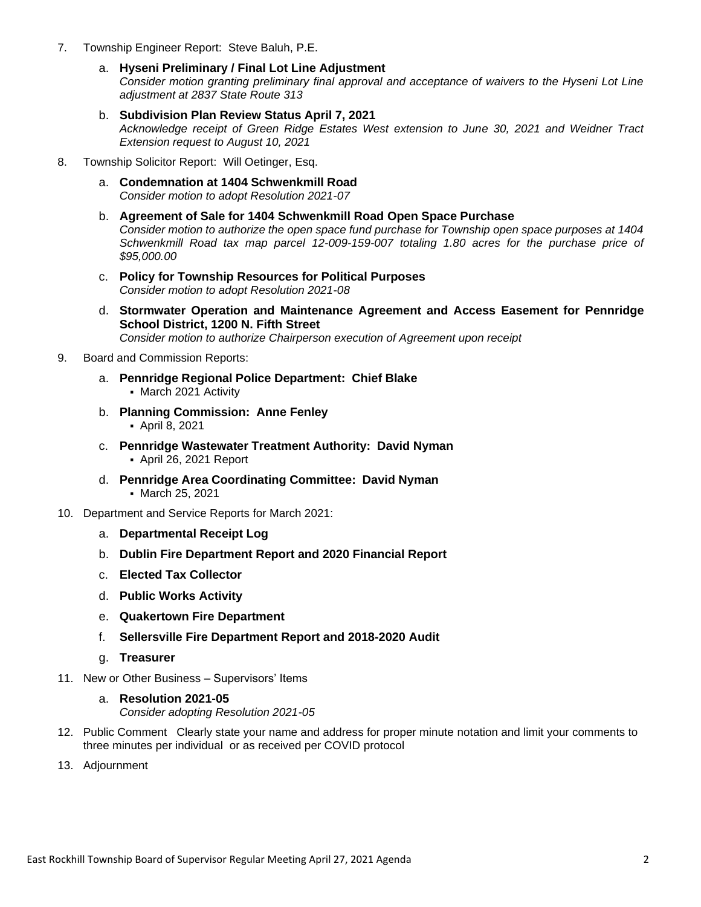7. Township Engineer Report: Steve Baluh, P.E.

   a. **Hyseni Preliminary / Final Lot Line Adjustment**
   *Consider motion granting preliminary final approval and acceptance of waivers to the Hyseni Lot Line adjustment at 2837 State Route 313*

   b. **Subdivision Plan Review Status April 7, 2021**
   *Acknowledge receipt of Green Ridge Estates West extension to June 30, 2021 and Weidner Tract Extension request to August 10, 2021*

8. Township Solicitor Report: Will Oetinger, Esq.

   a. **Condemnation at 1404 Schwenkmill Road**
   *Consider motion to adopt Resolution 2021-07*

   b. **Agreement of Sale for 1404 Schwenkmill Road Open Space Purchase**
   *Consider motion to authorize the open space fund purchase for Township open space purposes at 1404 Schwenkmill Road tax map parcel 12-009-159-007 totaling 1.80 acres for the purchase price of $95,000.00*

   c. **Policy for Township Resources for Political Purposes**
   *Consider motion to adopt Resolution 2021-08*

   d. **Stormwater Operation and Maintenance Agreement and Access Easement for Pennridge School District, 1200 N. Fifth Street**
   *Consider motion to authorize Chairperson execution of Agreement upon receipt*

9. Board and Commission Reports:

   a. **Pennridge Regional Police Department: Chief Blake**
      - March 2021 Activity

   b. **Planning Commission: Anne Fenley**
      - April 8, 2021

   c. **Pennridge Wastewater Treatment Authority: David Nyman**
      - April 26, 2021 Report

   d. **Pennridge Area Coordinating Committee: David Nyman**
      - March 25, 2021

10. Department and Service Reports for March 2021:

    a. **Departmental Receipt Log**

    b. **Dublin Fire Department Report and 2020 Financial Report**

    c. **Elected Tax Collector**

    d. **Public Works Activity**

    e. **Quakertown Fire Department**

    f. **Sellersville Fire Department Report and 2018-2020 Audit**

    g. **Treasurer**

11. New or Other Business – Supervisors' Items

    a. **Resolution 2021-05**
    *Consider adopting Resolution 2021-05*

12. Public Comment Clearly state your name and address for proper minute notation and limit your comments to three minutes per individual or as received per COVID protocol

13. Adjournment